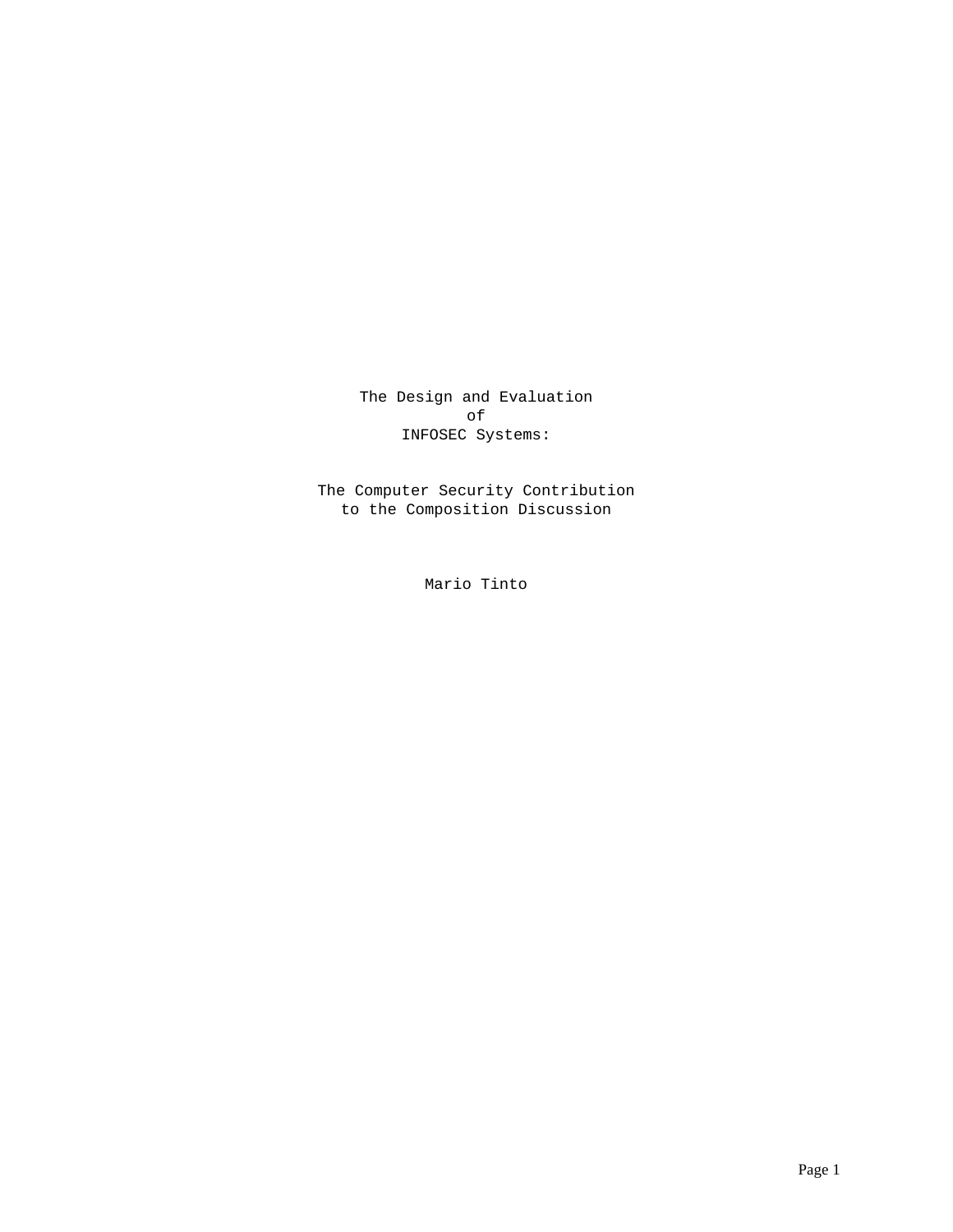# The Design and Evaluation of INFOSEC Systems:

## The Computer Security Contribution to the Composition Discussion

Mario Tinto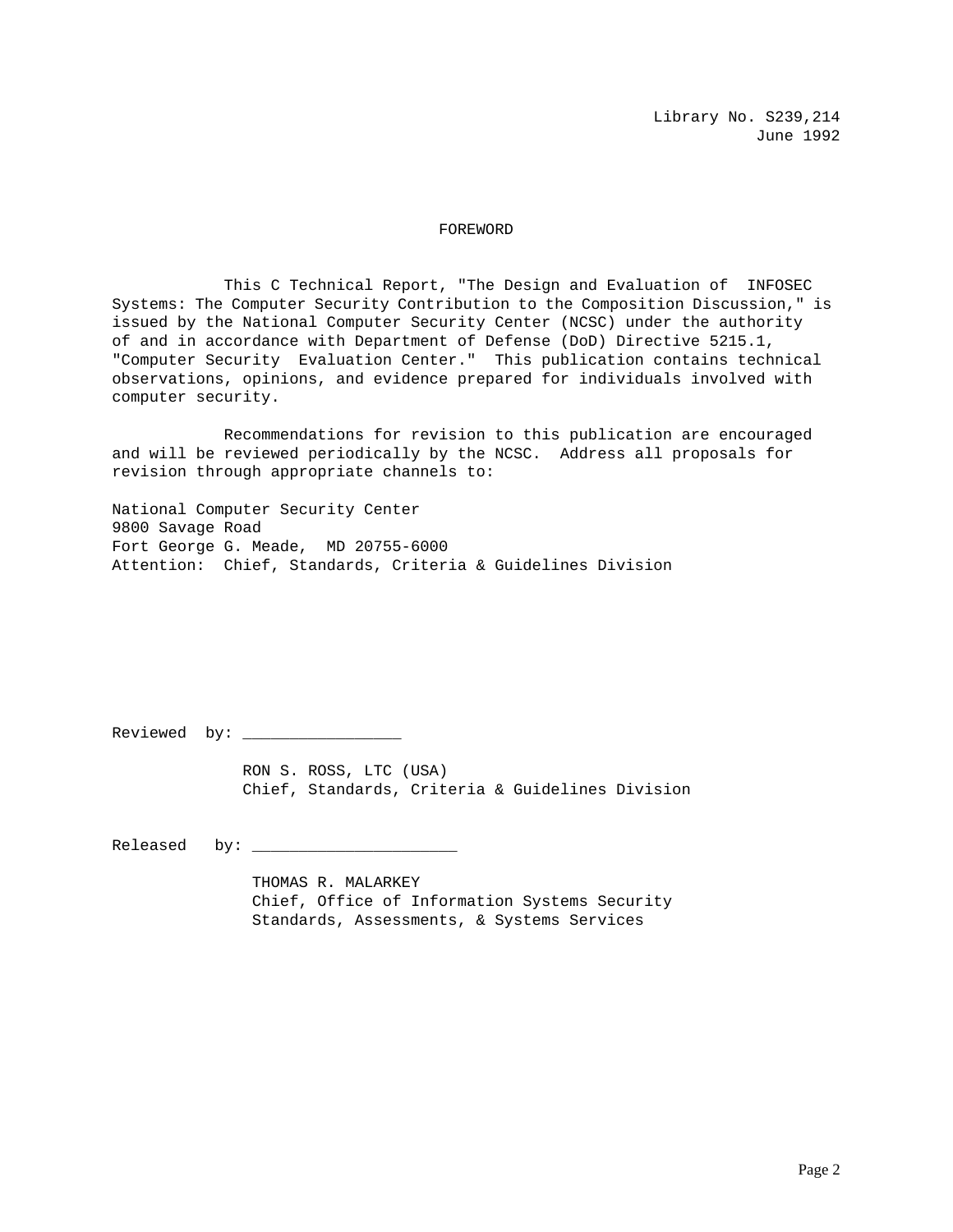Library No. S239,214
June 1992

# FOREWORD

This C Technical Report, "The Design and Evaluation of INFOSEC Systems: The Computer Security Contribution to the Composition Discussion," is issued by the National Computer Security Center (NCSC) under the authority of and in accordance with Department of Defense (DoD) Directive 5215.1, "Computer Security Evaluation Center." This publication contains technical observations, opinions, and evidence prepared for individuals involved with computer security.

Recommendations for revision to this publication are encouraged and will be reviewed periodically by the NCSC. Address all proposals for revision through appropriate channels to:

National Computer Security Center
9800 Savage Road
Fort George G. Meade, MD 20755-6000
Attention: Chief, Standards, Criteria & Guidelines Division

Reviewed by: _________________

RON S. ROSS, LTC (USA)
Chief, Standards, Criteria & Guidelines Division

Released by: ______________________

THOMAS R. MALARKEY
Chief, Office of Information Systems Security
Standards, Assessments, & Systems Services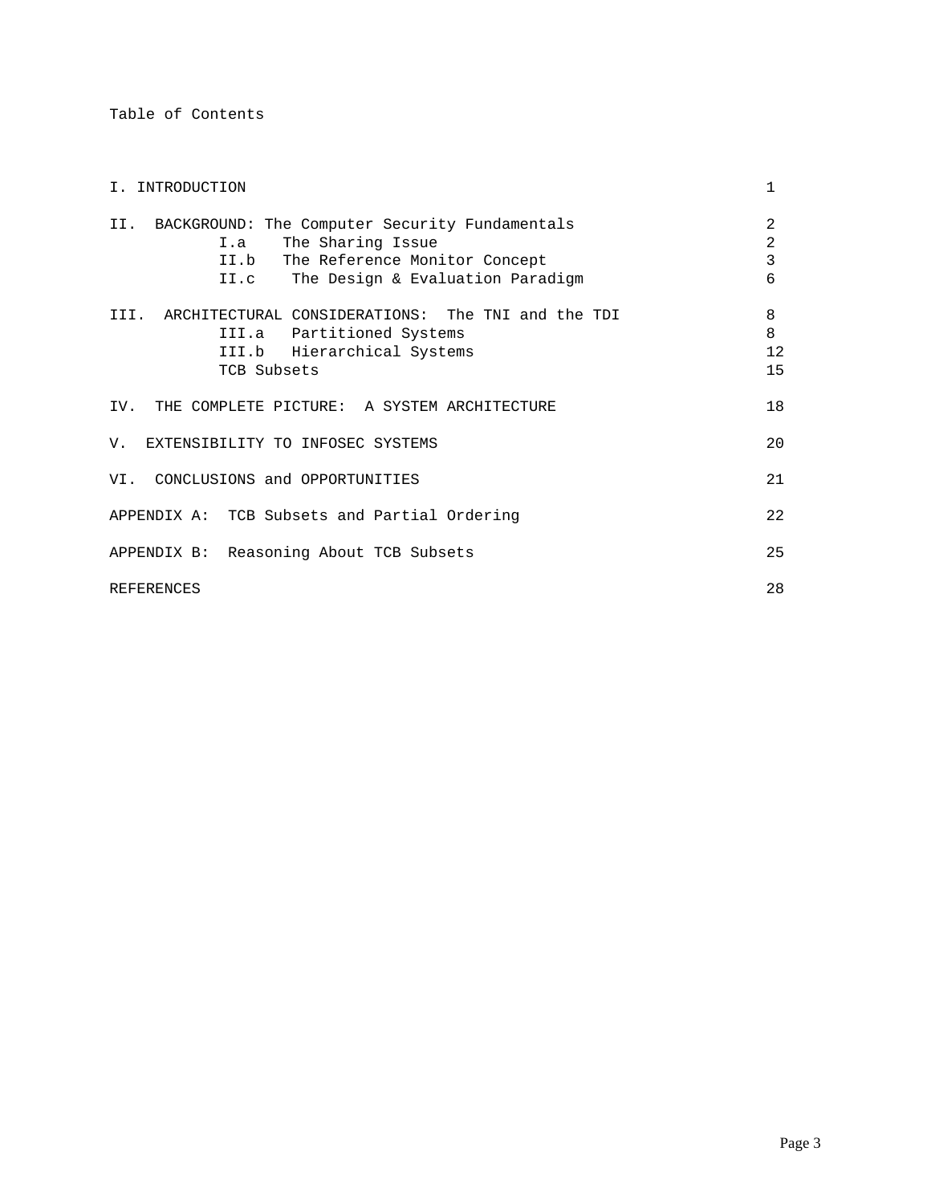# Table of Contents

| | |
|---|---|
| I. INTRODUCTION | 1 |
| II. BACKGROUND: The Computer Security Fundamentals | 2 |
| I.a The Sharing Issue | 2 |
| II.b The Reference Monitor Concept | 3 |
| II.c The Design & Evaluation Paradigm | 6 |
| III. ARCHITECTURAL CONSIDERATIONS: The TNI and the TDI | 8 |
| III.a Partitioned Systems | 8 |
| III.b Hierarchical Systems | 12 |
| TCB Subsets | 15 |
| IV. THE COMPLETE PICTURE: A SYSTEM ARCHITECTURE | 18 |
| V. EXTENSIBILITY TO INFOSEC SYSTEMS | 20 |
| VI. CONCLUSIONS and OPPORTUNITIES | 21 |
| APPENDIX A: TCB Subsets and Partial Ordering | 22 |
| APPENDIX B: Reasoning About TCB Subsets | 25 |
| REFERENCES | 28 |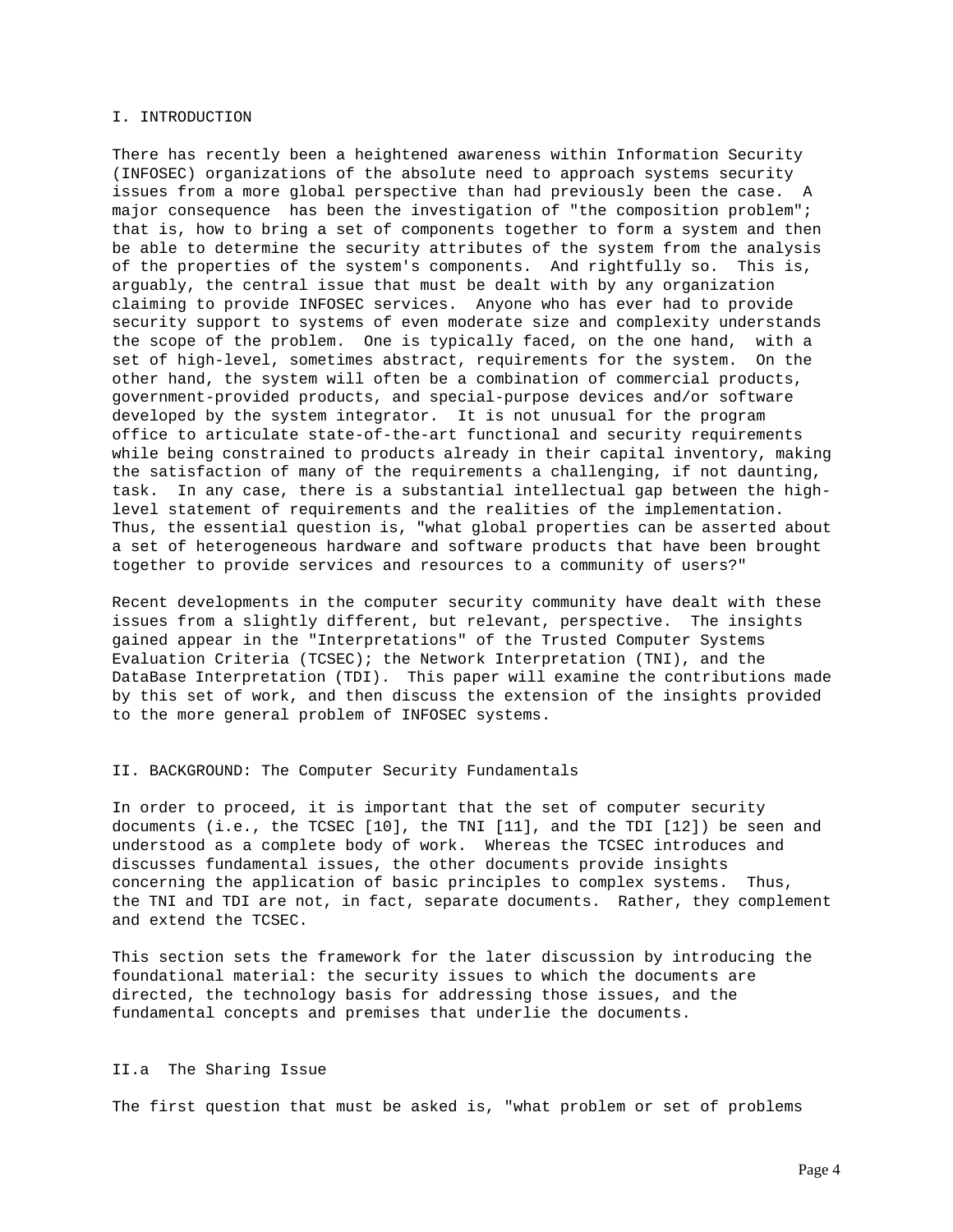## I. INTRODUCTION

There has recently been a heightened awareness within Information Security (INFOSEC) organizations of the absolute need to approach systems security issues from a more global perspective than had previously been the case. A major consequence has been the investigation of "the composition problem"; that is, how to bring a set of components together to form a system and then be able to determine the security attributes of the system from the analysis of the properties of the system's components. And rightfully so. This is, arguably, the central issue that must be dealt with by any organization claiming to provide INFOSEC services. Anyone who has ever had to provide security support to systems of even moderate size and complexity understands the scope of the problem. One is typically faced, on the one hand, with a set of high-level, sometimes abstract, requirements for the system. On the other hand, the system will often be a combination of commercial products, government-provided products, and special-purpose devices and/or software developed by the system integrator. It is not unusual for the program office to articulate state-of-the-art functional and security requirements while being constrained to products already in their capital inventory, making the satisfaction of many of the requirements a challenging, if not daunting, task. In any case, there is a substantial intellectual gap between the high-level statement of requirements and the realities of the implementation. Thus, the essential question is, "what global properties can be asserted about a set of heterogeneous hardware and software products that have been brought together to provide services and resources to a community of users?"

Recent developments in the computer security community have dealt with these issues from a slightly different, but relevant, perspective. The insights gained appear in the "Interpretations" of the Trusted Computer Systems Evaluation Criteria (TCSEC); the Network Interpretation (TNI), and the DataBase Interpretation (TDI). This paper will examine the contributions made by this set of work, and then discuss the extension of the insights provided to the more general problem of INFOSEC systems.

## II. BACKGROUND: The Computer Security Fundamentals

In order to proceed, it is important that the set of computer security documents (i.e., the TCSEC [10], the TNI [11], and the TDI [12]) be seen and understood as a complete body of work. Whereas the TCSEC introduces and discusses fundamental issues, the other documents provide insights concerning the application of basic principles to complex systems. Thus, the TNI and TDI are not, in fact, separate documents. Rather, they complement and extend the TCSEC.

This section sets the framework for the later discussion by introducing the foundational material: the security issues to which the documents are directed, the technology basis for addressing those issues, and the fundamental concepts and premises that underlie the documents.

### II.a The Sharing Issue

The first question that must be asked is, "what problem or set of problems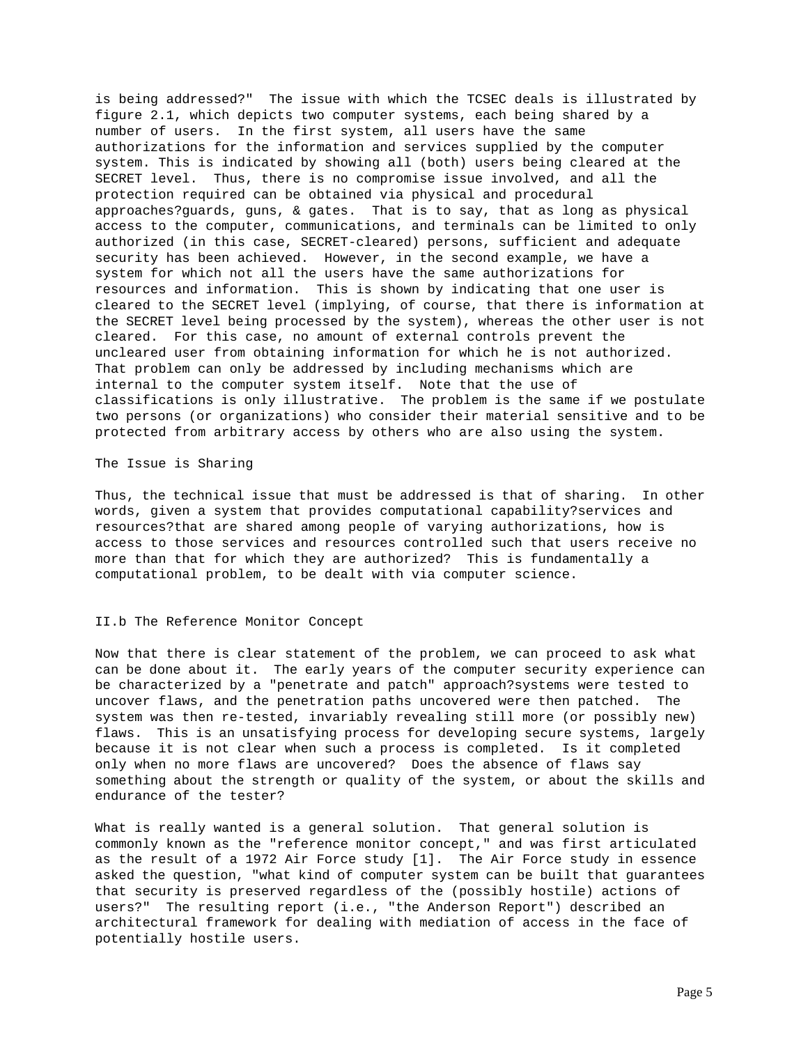is being addressed?" The issue with which the TCSEC deals is illustrated by figure 2.1, which depicts two computer systems, each being shared by a number of users. In the first system, all users have the same authorizations for the information and services supplied by the computer system. This is indicated by showing all (both) users being cleared at the SECRET level. Thus, there is no compromise issue involved, and all the protection required can be obtained via physical and procedural approaches?guards, guns, & gates. That is to say, that as long as physical access to the computer, communications, and terminals can be limited to only authorized (in this case, SECRET-cleared) persons, sufficient and adequate security has been achieved. However, in the second example, we have a system for which not all the users have the same authorizations for resources and information. This is shown by indicating that one user is cleared to the SECRET level (implying, of course, that there is information at the SECRET level being processed by the system), whereas the other user is not cleared. For this case, no amount of external controls prevent the uncleared user from obtaining information for which he is not authorized. That problem can only be addressed by including mechanisms which are internal to the computer system itself. Note that the use of classifications is only illustrative. The problem is the same if we postulate two persons (or organizations) who consider their material sensitive and to be protected from arbitrary access by others who are also using the system.

### The Issue is Sharing

Thus, the technical issue that must be addressed is that of sharing. In other words, given a system that provides computational capability?services and resources?that are shared among people of varying authorizations, how is access to those services and resources controlled such that users receive no more than that for which they are authorized? This is fundamentally a computational problem, to be dealt with via computer science.

## II.b The Reference Monitor Concept

Now that there is clear statement of the problem, we can proceed to ask what can be done about it. The early years of the computer security experience can be characterized by a "penetrate and patch" approach?systems were tested to uncover flaws, and the penetration paths uncovered were then patched. The system was then re-tested, invariably revealing still more (or possibly new) flaws. This is an unsatisfying process for developing secure systems, largely because it is not clear when such a process is completed. Is it completed only when no more flaws are uncovered? Does the absence of flaws say something about the strength or quality of the system, or about the skills and endurance of the tester?

What is really wanted is a general solution. That general solution is commonly known as the "reference monitor concept," and was first articulated as the result of a 1972 Air Force study [1]. The Air Force study in essence asked the question, "what kind of computer system can be built that guarantees that security is preserved regardless of the (possibly hostile) actions of users?" The resulting report (i.e., "the Anderson Report") described an architectural framework for dealing with mediation of access in the face of potentially hostile users.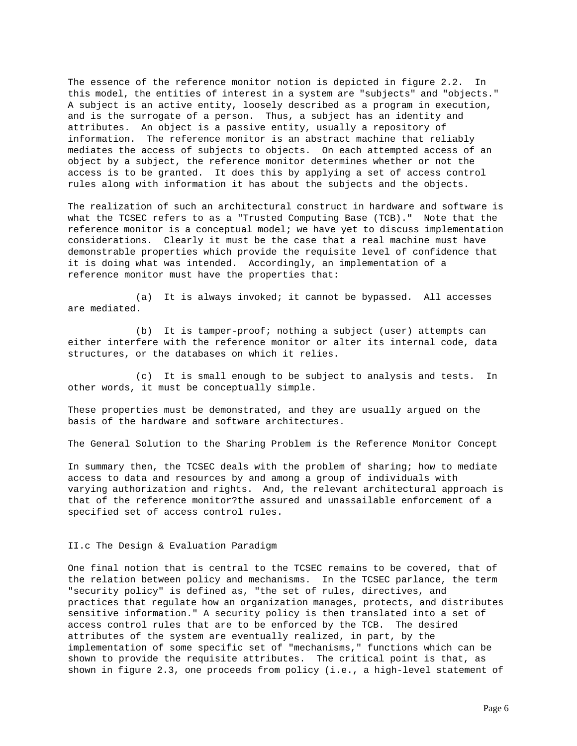The essence of the reference monitor notion is depicted in figure 2.2. In this model, the entities of interest in a system are "subjects" and "objects." A subject is an active entity, loosely described as a program in execution, and is the surrogate of a person. Thus, a subject has an identity and attributes. An object is a passive entity, usually a repository of information. The reference monitor is an abstract machine that reliably mediates the access of subjects to objects. On each attempted access of an object by a subject, the reference monitor determines whether or not the access is to be granted. It does this by applying a set of access control rules along with information it has about the subjects and the objects.

The realization of such an architectural construct in hardware and software is what the TCSEC refers to as a "Trusted Computing Base (TCB)." Note that the reference monitor is a conceptual model; we have yet to discuss implementation considerations. Clearly it must be the case that a real machine must have demonstrable properties which provide the requisite level of confidence that it is doing what was intended. Accordingly, an implementation of a reference monitor must have the properties that:

(a) It is always invoked; it cannot be bypassed. All accesses are mediated.

(b) It is tamper-proof; nothing a subject (user) attempts can either interfere with the reference monitor or alter its internal code, data structures, or the databases on which it relies.

(c) It is small enough to be subject to analysis and tests. In other words, it must be conceptually simple.

These properties must be demonstrated, and they are usually argued on the basis of the hardware and software architectures.

The General Solution to the Sharing Problem is the Reference Monitor Concept

In summary then, the TCSEC deals with the problem of sharing; how to mediate access to data and resources by and among a group of individuals with varying authorization and rights. And, the relevant architectural approach is that of the reference monitor?the assured and unassailable enforcement of a specified set of access control rules.

## II.c The Design & Evaluation Paradigm

One final notion that is central to the TCSEC remains to be covered, that of the relation between policy and mechanisms. In the TCSEC parlance, the term "security policy" is defined as, "the set of rules, directives, and practices that regulate how an organization manages, protects, and distributes sensitive information." A security policy is then translated into a set of access control rules that are to be enforced by the TCB. The desired attributes of the system are eventually realized, in part, by the implementation of some specific set of "mechanisms," functions which can be shown to provide the requisite attributes. The critical point is that, as shown in figure 2.3, one proceeds from policy (i.e., a high-level statement of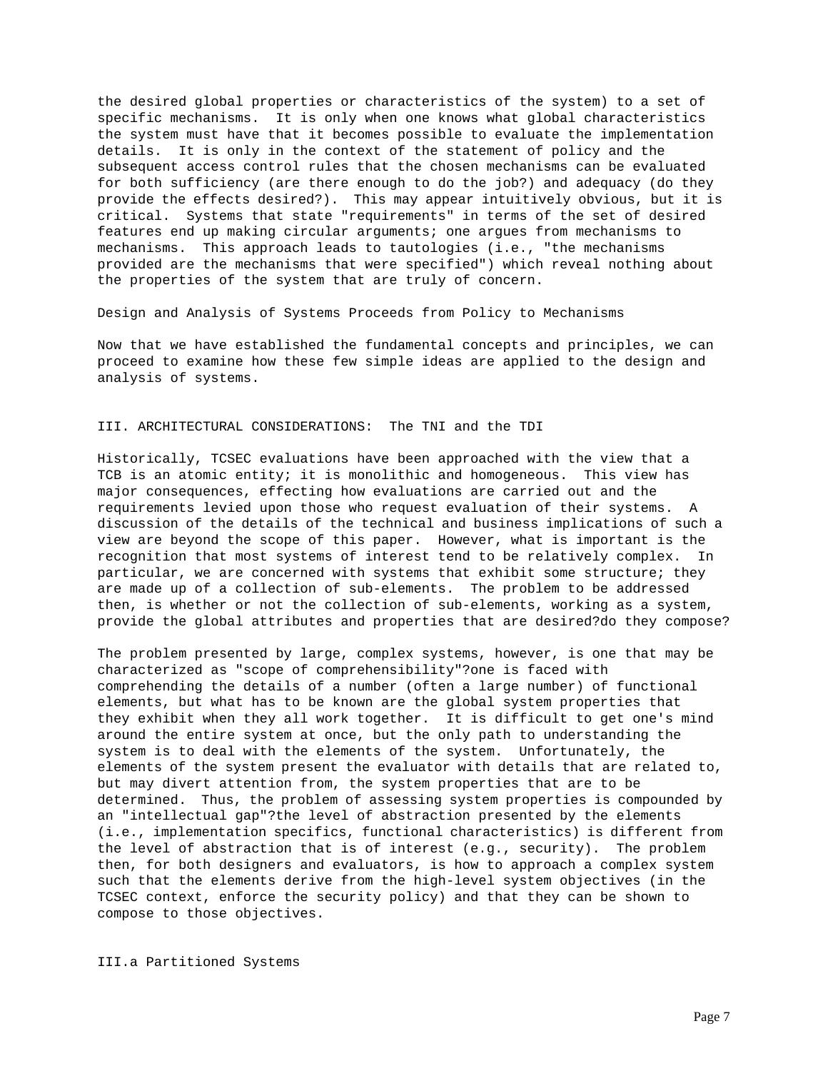the desired global properties or characteristics of the system) to a set of specific mechanisms. It is only when one knows what global characteristics the system must have that it becomes possible to evaluate the implementation details. It is only in the context of the statement of policy and the subsequent access control rules that the chosen mechanisms can be evaluated for both sufficiency (are there enough to do the job?) and adequacy (do they provide the effects desired?). This may appear intuitively obvious, but it is critical. Systems that state "requirements" in terms of the set of desired features end up making circular arguments; one argues from mechanisms to mechanisms. This approach leads to tautologies (i.e., "the mechanisms provided are the mechanisms that were specified") which reveal nothing about the properties of the system that are truly of concern.

Design and Analysis of Systems Proceeds from Policy to Mechanisms

Now that we have established the fundamental concepts and principles, we can proceed to examine how these few simple ideas are applied to the design and analysis of systems.

## III. ARCHITECTURAL CONSIDERATIONS: The TNI and the TDI

Historically, TCSEC evaluations have been approached with the view that a TCB is an atomic entity; it is monolithic and homogeneous. This view has major consequences, effecting how evaluations are carried out and the requirements levied upon those who request evaluation of their systems. A discussion of the details of the technical and business implications of such a view are beyond the scope of this paper. However, what is important is the recognition that most systems of interest tend to be relatively complex. In particular, we are concerned with systems that exhibit some structure; they are made up of a collection of sub-elements. The problem to be addressed then, is whether or not the collection of sub-elements, working as a system, provide the global attributes and properties that are desired?do they compose?

The problem presented by large, complex systems, however, is one that may be characterized as "scope of comprehensibility"?one is faced with comprehending the details of a number (often a large number) of functional elements, but what has to be known are the global system properties that they exhibit when they all work together. It is difficult to get one's mind around the entire system at once, but the only path to understanding the system is to deal with the elements of the system. Unfortunately, the elements of the system present the evaluator with details that are related to, but may divert attention from, the system properties that are to be determined. Thus, the problem of assessing system properties is compounded by an "intellectual gap"?the level of abstraction presented by the elements (i.e., implementation specifics, functional characteristics) is different from the level of abstraction that is of interest (e.g., security). The problem then, for both designers and evaluators, is how to approach a complex system such that the elements derive from the high-level system objectives (in the TCSEC context, enforce the security policy) and that they can be shown to compose to those objectives.

### III.a Partitioned Systems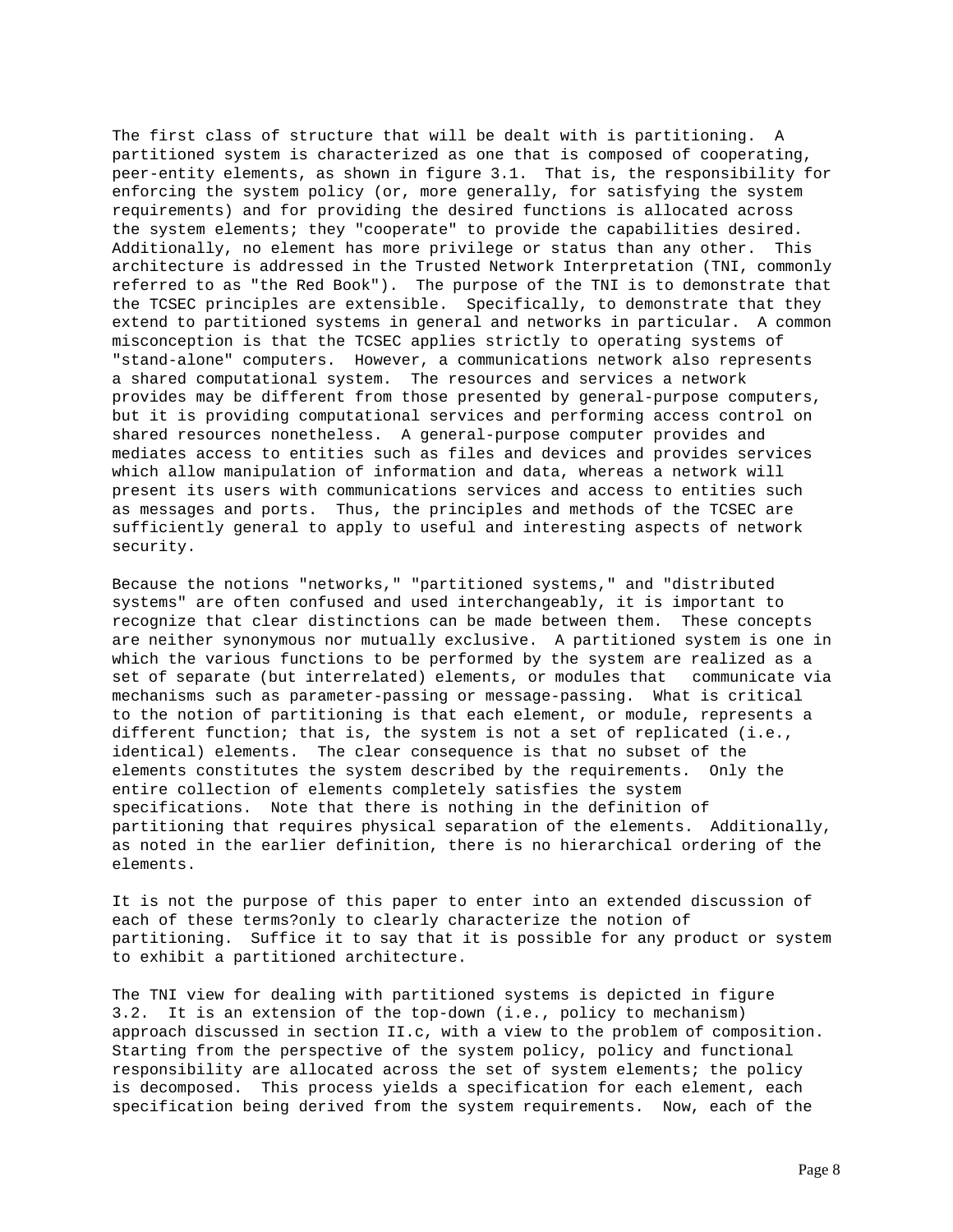The first class of structure that will be dealt with is partitioning. A partitioned system is characterized as one that is composed of cooperating, peer-entity elements, as shown in figure 3.1. That is, the responsibility for enforcing the system policy (or, more generally, for satisfying the system requirements) and for providing the desired functions is allocated across the system elements; they "cooperate" to provide the capabilities desired. Additionally, no element has more privilege or status than any other. This architecture is addressed in the Trusted Network Interpretation (TNI, commonly referred to as "the Red Book"). The purpose of the TNI is to demonstrate that the TCSEC principles are extensible. Specifically, to demonstrate that they extend to partitioned systems in general and networks in particular. A common misconception is that the TCSEC applies strictly to operating systems of "stand-alone" computers. However, a communications network also represents a shared computational system. The resources and services a network provides may be different from those presented by general-purpose computers, but it is providing computational services and performing access control on shared resources nonetheless. A general-purpose computer provides and mediates access to entities such as files and devices and provides services which allow manipulation of information and data, whereas a network will present its users with communications services and access to entities such as messages and ports. Thus, the principles and methods of the TCSEC are sufficiently general to apply to useful and interesting aspects of network security.

Because the notions "networks," "partitioned systems," and "distributed systems" are often confused and used interchangeably, it is important to recognize that clear distinctions can be made between them. These concepts are neither synonymous nor mutually exclusive. A partitioned system is one in which the various functions to be performed by the system are realized as a set of separate (but interrelated) elements, or modules that communicate via mechanisms such as parameter-passing or message-passing. What is critical to the notion of partitioning is that each element, or module, represents a different function; that is, the system is not a set of replicated (i.e., identical) elements. The clear consequence is that no subset of the elements constitutes the system described by the requirements. Only the entire collection of elements completely satisfies the system specifications. Note that there is nothing in the definition of partitioning that requires physical separation of the elements. Additionally, as noted in the earlier definition, there is no hierarchical ordering of the elements.

It is not the purpose of this paper to enter into an extended discussion of each of these terms?only to clearly characterize the notion of partitioning. Suffice it to say that it is possible for any product or system to exhibit a partitioned architecture.

The TNI view for dealing with partitioned systems is depicted in figure 3.2. It is an extension of the top-down (i.e., policy to mechanism) approach discussed in section II.c, with a view to the problem of composition. Starting from the perspective of the system policy, policy and functional responsibility are allocated across the set of system elements; the policy is decomposed. This process yields a specification for each element, each specification being derived from the system requirements. Now, each of the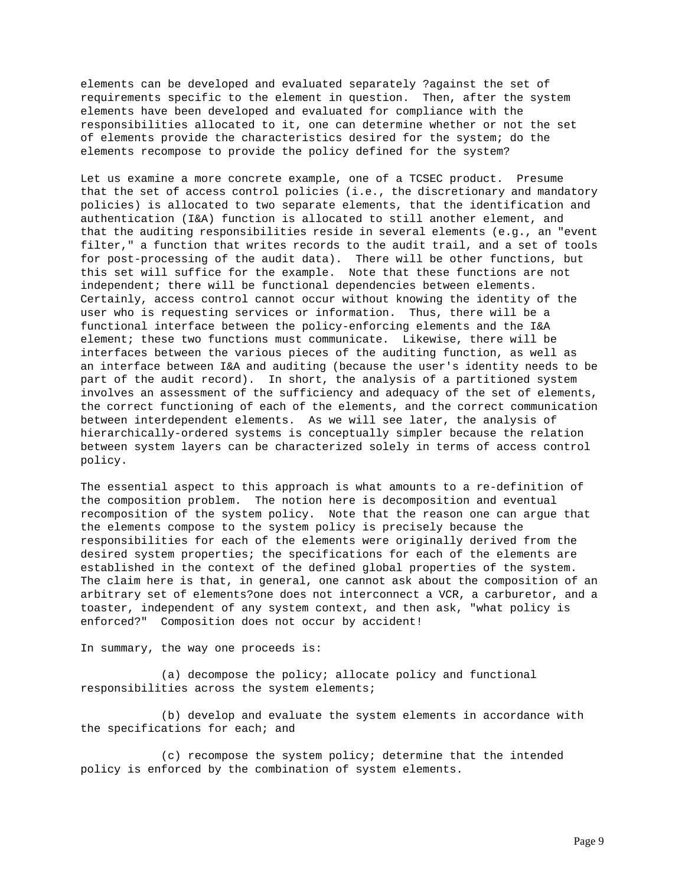elements can be developed and evaluated separately ?against the set of requirements specific to the element in question. Then, after the system elements have been developed and evaluated for compliance with the responsibilities allocated to it, one can determine whether or not the set of elements provide the characteristics desired for the system; do the elements recompose to provide the policy defined for the system?

Let us examine a more concrete example, one of a TCSEC product. Presume that the set of access control policies (i.e., the discretionary and mandatory policies) is allocated to two separate elements, that the identification and authentication (I&A) function is allocated to still another element, and that the auditing responsibilities reside in several elements (e.g., an "event filter," a function that writes records to the audit trail, and a set of tools for post-processing of the audit data). There will be other functions, but this set will suffice for the example. Note that these functions are not independent; there will be functional dependencies between elements. Certainly, access control cannot occur without knowing the identity of the user who is requesting services or information. Thus, there will be a functional interface between the policy-enforcing elements and the I&A element; these two functions must communicate. Likewise, there will be interfaces between the various pieces of the auditing function, as well as an interface between I&A and auditing (because the user's identity needs to be part of the audit record). In short, the analysis of a partitioned system involves an assessment of the sufficiency and adequacy of the set of elements, the correct functioning of each of the elements, and the correct communication between interdependent elements. As we will see later, the analysis of hierarchically-ordered systems is conceptually simpler because the relation between system layers can be characterized solely in terms of access control policy.

The essential aspect to this approach is what amounts to a re-definition of the composition problem. The notion here is decomposition and eventual recomposition of the system policy. Note that the reason one can argue that the elements compose to the system policy is precisely because the responsibilities for each of the elements were originally derived from the desired system properties; the specifications for each of the elements are established in the context of the defined global properties of the system. The claim here is that, in general, one cannot ask about the composition of an arbitrary set of elements?one does not interconnect a VCR, a carburetor, and a toaster, independent of any system context, and then ask, "what policy is enforced?" Composition does not occur by accident!

In summary, the way one proceeds is:

(a) decompose the policy; allocate policy and functional responsibilities across the system elements;

(b) develop and evaluate the system elements in accordance with the specifications for each; and

(c) recompose the system policy; determine that the intended policy is enforced by the combination of system elements.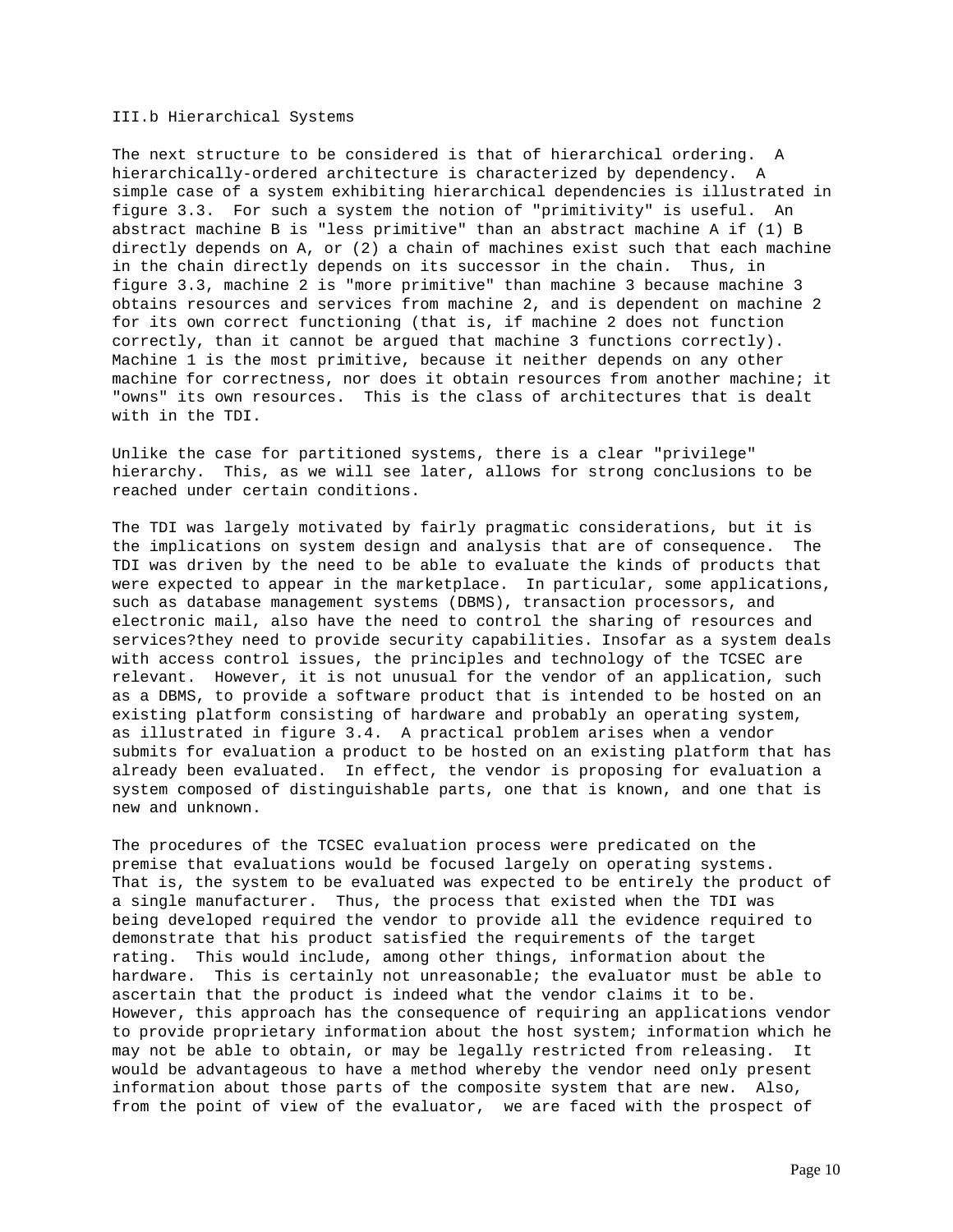### III.b Hierarchical Systems

The next structure to be considered is that of hierarchical ordering. A hierarchically-ordered architecture is characterized by dependency. A simple case of a system exhibiting hierarchical dependencies is illustrated in figure 3.3. For such a system the notion of "primitivity" is useful. An abstract machine B is "less primitive" than an abstract machine A if (1) B directly depends on A, or (2) a chain of machines exist such that each machine in the chain directly depends on its successor in the chain. Thus, in figure 3.3, machine 2 is "more primitive" than machine 3 because machine 3 obtains resources and services from machine 2, and is dependent on machine 2 for its own correct functioning (that is, if machine 2 does not function correctly, than it cannot be argued that machine 3 functions correctly). Machine 1 is the most primitive, because it neither depends on any other machine for correctness, nor does it obtain resources from another machine; it "owns" its own resources. This is the class of architectures that is dealt with in the TDI.

Unlike the case for partitioned systems, there is a clear "privilege" hierarchy. This, as we will see later, allows for strong conclusions to be reached under certain conditions.

The TDI was largely motivated by fairly pragmatic considerations, but it is the implications on system design and analysis that are of consequence. The TDI was driven by the need to be able to evaluate the kinds of products that were expected to appear in the marketplace. In particular, some applications, such as database management systems (DBMS), transaction processors, and electronic mail, also have the need to control the sharing of resources and services?they need to provide security capabilities. Insofar as a system deals with access control issues, the principles and technology of the TCSEC are relevant. However, it is not unusual for the vendor of an application, such as a DBMS, to provide a software product that is intended to be hosted on an existing platform consisting of hardware and probably an operating system, as illustrated in figure 3.4. A practical problem arises when a vendor submits for evaluation a product to be hosted on an existing platform that has already been evaluated. In effect, the vendor is proposing for evaluation a system composed of distinguishable parts, one that is known, and one that is new and unknown.

The procedures of the TCSEC evaluation process were predicated on the premise that evaluations would be focused largely on operating systems. That is, the system to be evaluated was expected to be entirely the product of a single manufacturer. Thus, the process that existed when the TDI was being developed required the vendor to provide all the evidence required to demonstrate that his product satisfied the requirements of the target rating. This would include, among other things, information about the hardware. This is certainly not unreasonable; the evaluator must be able to ascertain that the product is indeed what the vendor claims it to be. However, this approach has the consequence of requiring an applications vendor to provide proprietary information about the host system; information which he may not be able to obtain, or may be legally restricted from releasing. It would be advantageous to have a method whereby the vendor need only present information about those parts of the composite system that are new. Also, from the point of view of the evaluator, we are faced with the prospect of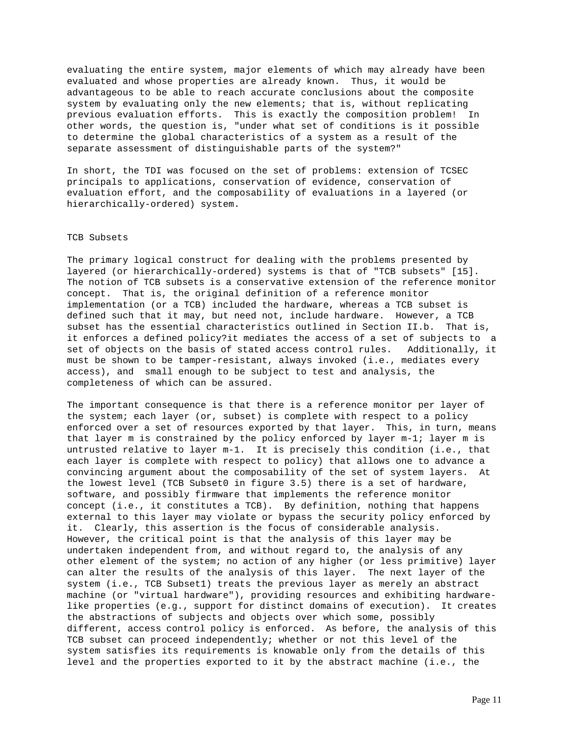evaluating the entire system, major elements of which may already have been evaluated and whose properties are already known. Thus, it would be advantageous to be able to reach accurate conclusions about the composite system by evaluating only the new elements; that is, without replicating previous evaluation efforts. This is exactly the composition problem! In other words, the question is, "under what set of conditions is it possible to determine the global characteristics of a system as a result of the separate assessment of distinguishable parts of the system?"

In short, the TDI was focused on the set of problems: extension of TCSEC principals to applications, conservation of evidence, conservation of evaluation effort, and the composability of evaluations in a layered (or hierarchically-ordered) system.

## TCB Subsets

The primary logical construct for dealing with the problems presented by layered (or hierarchically-ordered) systems is that of "TCB subsets" [15]. The notion of TCB subsets is a conservative extension of the reference monitor concept. That is, the original definition of a reference monitor implementation (or a TCB) included the hardware, whereas a TCB subset is defined such that it may, but need not, include hardware. However, a TCB subset has the essential characteristics outlined in Section II.b. That is, it enforces a defined policy?it mediates the access of a set of subjects to a set of objects on the basis of stated access control rules. Additionally, it must be shown to be tamper-resistant, always invoked (i.e., mediates every access), and small enough to be subject to test and analysis, the completeness of which can be assured.

The important consequence is that there is a reference monitor per layer of the system; each layer (or, subset) is complete with respect to a policy enforced over a set of resources exported by that layer. This, in turn, means that layer m is constrained by the policy enforced by layer m-1; layer m is untrusted relative to layer m-1. It is precisely this condition (i.e., that each layer is complete with respect to policy) that allows one to advance a convincing argument about the composability of the set of system layers. At the lowest level (TCB Subset0 in figure 3.5) there is a set of hardware, software, and possibly firmware that implements the reference monitor concept (i.e., it constitutes a TCB). By definition, nothing that happens external to this layer may violate or bypass the security policy enforced by it. Clearly, this assertion is the focus of considerable analysis. However, the critical point is that the analysis of this layer may be undertaken independent from, and without regard to, the analysis of any other element of the system; no action of any higher (or less primitive) layer can alter the results of the analysis of this layer. The next layer of the system (i.e., TCB Subset1) treats the previous layer as merely an abstract machine (or "virtual hardware"), providing resources and exhibiting hardware-like properties (e.g., support for distinct domains of execution). It creates the abstractions of subjects and objects over which some, possibly different, access control policy is enforced. As before, the analysis of this TCB subset can proceed independently; whether or not this level of the system satisfies its requirements is knowable only from the details of this level and the properties exported to it by the abstract machine (i.e., the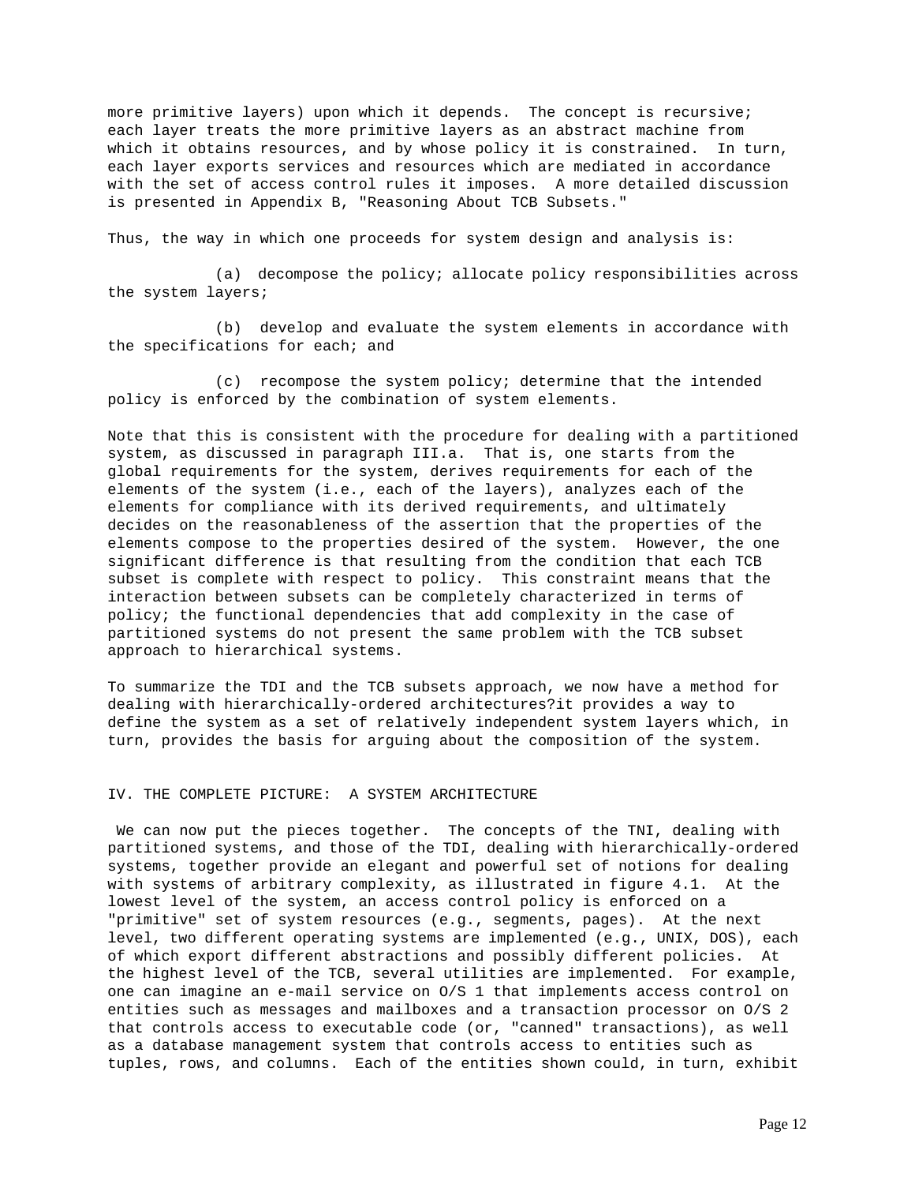more primitive layers) upon which it depends. The concept is recursive; each layer treats the more primitive layers as an abstract machine from which it obtains resources, and by whose policy it is constrained. In turn, each layer exports services and resources which are mediated in accordance with the set of access control rules it imposes. A more detailed discussion is presented in Appendix B, "Reasoning About TCB Subsets."

Thus, the way in which one proceeds for system design and analysis is:

(a) decompose the policy; allocate policy responsibilities across the system layers;

(b) develop and evaluate the system elements in accordance with the specifications for each; and

(c) recompose the system policy; determine that the intended policy is enforced by the combination of system elements.

Note that this is consistent with the procedure for dealing with a partitioned system, as discussed in paragraph III.a. That is, one starts from the global requirements for the system, derives requirements for each of the elements of the system (i.e., each of the layers), analyzes each of the elements for compliance with its derived requirements, and ultimately decides on the reasonableness of the assertion that the properties of the elements compose to the properties desired of the system. However, the one significant difference is that resulting from the condition that each TCB subset is complete with respect to policy. This constraint means that the interaction between subsets can be completely characterized in terms of policy; the functional dependencies that add complexity in the case of partitioned systems do not present the same problem with the TCB subset approach to hierarchical systems.

To summarize the TDI and the TCB subsets approach, we now have a method for dealing with hierarchically-ordered architectures?it provides a way to define the system as a set of relatively independent system layers which, in turn, provides the basis for arguing about the composition of the system.

## IV. THE COMPLETE PICTURE: A SYSTEM ARCHITECTURE

We can now put the pieces together. The concepts of the TNI, dealing with partitioned systems, and those of the TDI, dealing with hierarchically-ordered systems, together provide an elegant and powerful set of notions for dealing with systems of arbitrary complexity, as illustrated in figure 4.1. At the lowest level of the system, an access control policy is enforced on a "primitive" set of system resources (e.g., segments, pages). At the next level, two different operating systems are implemented (e.g., UNIX, DOS), each of which export different abstractions and possibly different policies. At the highest level of the TCB, several utilities are implemented. For example, one can imagine an e-mail service on O/S 1 that implements access control on entities such as messages and mailboxes and a transaction processor on O/S 2 that controls access to executable code (or, "canned" transactions), as well as a database management system that controls access to entities such as tuples, rows, and columns. Each of the entities shown could, in turn, exhibit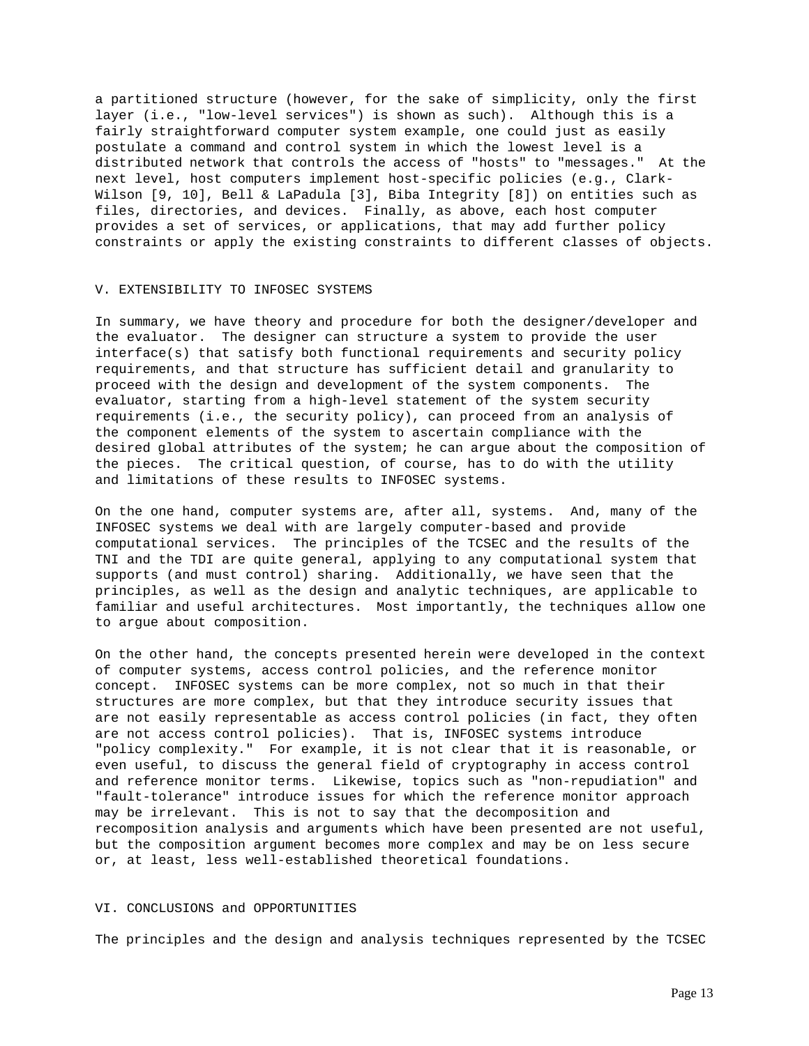a partitioned structure (however, for the sake of simplicity, only the first layer (i.e., "low-level services") is shown as such). Although this is a fairly straightforward computer system example, one could just as easily postulate a command and control system in which the lowest level is a distributed network that controls the access of "hosts" to "messages." At the next level, host computers implement host-specific policies (e.g., Clark-Wilson [9, 10], Bell & LaPadula [3], Biba Integrity [8]) on entities such as files, directories, and devices. Finally, as above, each host computer provides a set of services, or applications, that may add further policy constraints or apply the existing constraints to different classes of objects.

## V. EXTENSIBILITY TO INFOSEC SYSTEMS

In summary, we have theory and procedure for both the designer/developer and the evaluator. The designer can structure a system to provide the user interface(s) that satisfy both functional requirements and security policy requirements, and that structure has sufficient detail and granularity to proceed with the design and development of the system components. The evaluator, starting from a high-level statement of the system security requirements (i.e., the security policy), can proceed from an analysis of the component elements of the system to ascertain compliance with the desired global attributes of the system; he can argue about the composition of the pieces. The critical question, of course, has to do with the utility and limitations of these results to INFOSEC systems.

On the one hand, computer systems are, after all, systems. And, many of the INFOSEC systems we deal with are largely computer-based and provide computational services. The principles of the TCSEC and the results of the TNI and the TDI are quite general, applying to any computational system that supports (and must control) sharing. Additionally, we have seen that the principles, as well as the design and analytic techniques, are applicable to familiar and useful architectures. Most importantly, the techniques allow one to argue about composition.

On the other hand, the concepts presented herein were developed in the context of computer systems, access control policies, and the reference monitor concept. INFOSEC systems can be more complex, not so much in that their structures are more complex, but that they introduce security issues that are not easily representable as access control policies (in fact, they often are not access control policies). That is, INFOSEC systems introduce "policy complexity." For example, it is not clear that it is reasonable, or even useful, to discuss the general field of cryptography in access control and reference monitor terms. Likewise, topics such as "non-repudiation" and "fault-tolerance" introduce issues for which the reference monitor approach may be irrelevant. This is not to say that the decomposition and recomposition analysis and arguments which have been presented are not useful, but the composition argument becomes more complex and may be on less secure or, at least, less well-established theoretical foundations.

## VI. CONCLUSIONS and OPPORTUNITIES

The principles and the design and analysis techniques represented by the TCSEC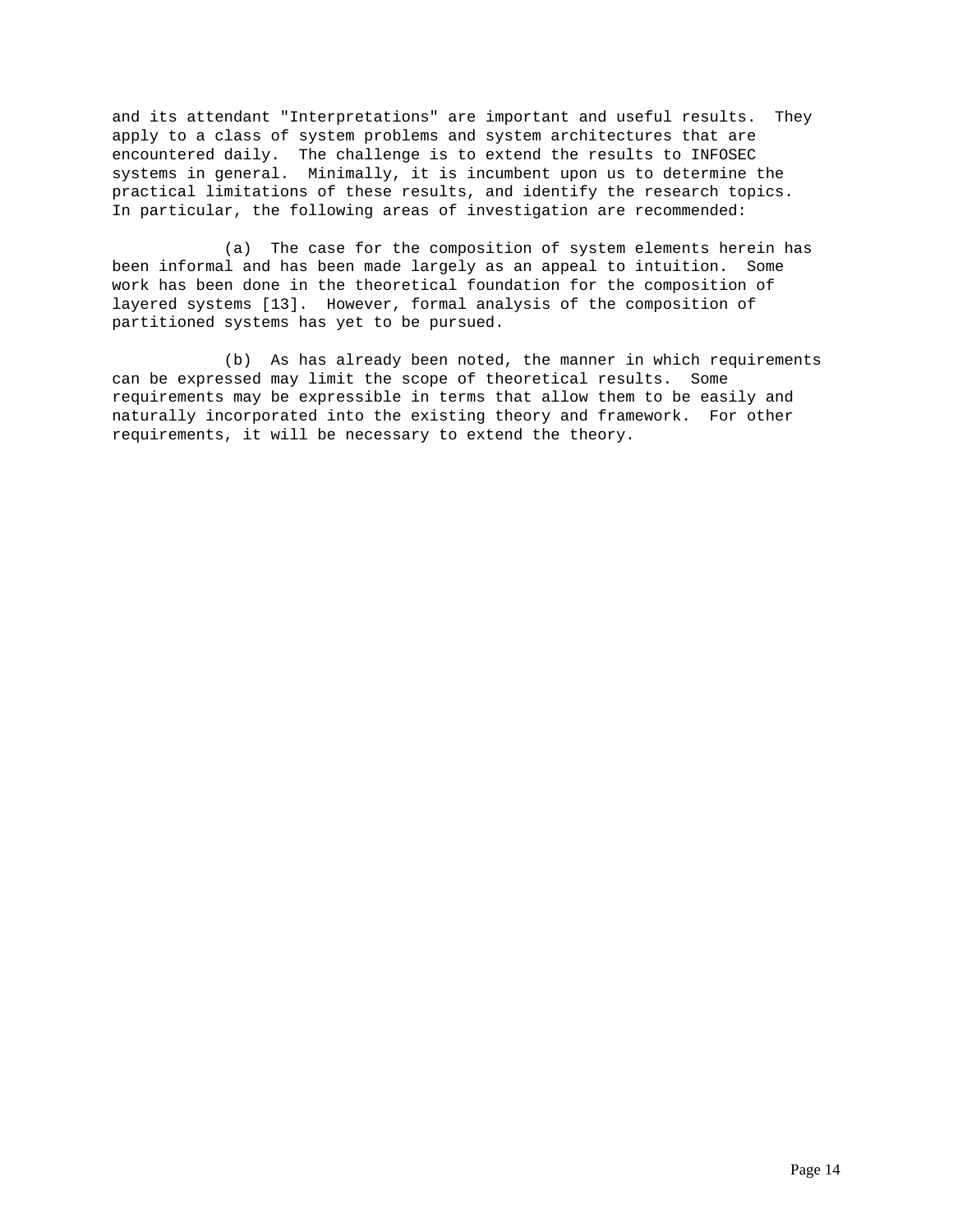and its attendant "Interpretations" are important and useful results. They apply to a class of system problems and system architectures that are encountered daily. The challenge is to extend the results to INFOSEC systems in general. Minimally, it is incumbent upon us to determine the practical limitations of these results, and identify the research topics. In particular, the following areas of investigation are recommended:

(a) The case for the composition of system elements herein has been informal and has been made largely as an appeal to intuition. Some work has been done in the theoretical foundation for the composition of layered systems [13]. However, formal analysis of the composition of partitioned systems has yet to be pursued.

(b) As has already been noted, the manner in which requirements can be expressed may limit the scope of theoretical results. Some requirements may be expressible in terms that allow them to be easily and naturally incorporated into the existing theory and framework. For other requirements, it will be necessary to extend the theory.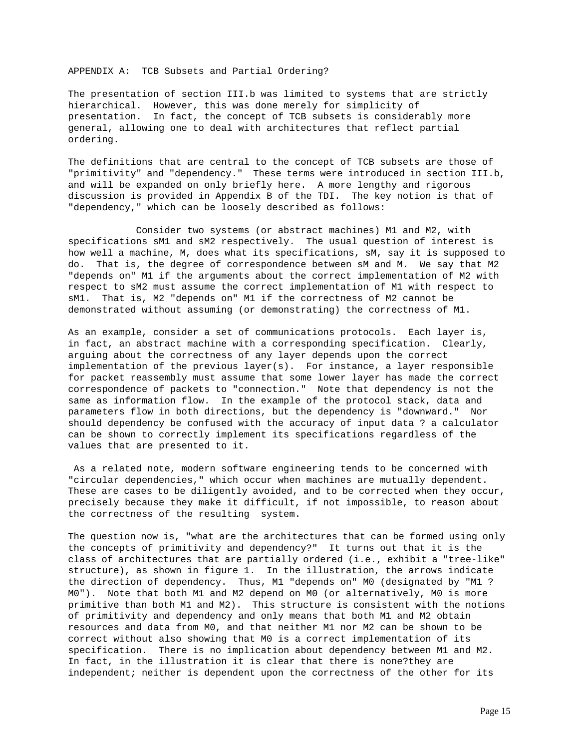## APPENDIX A: TCB Subsets and Partial Ordering?

The presentation of section III.b was limited to systems that are strictly hierarchical. However, this was done merely for simplicity of presentation. In fact, the concept of TCB subsets is considerably more general, allowing one to deal with architectures that reflect partial ordering.

The definitions that are central to the concept of TCB subsets are those of "primitivity" and "dependency." These terms were introduced in section III.b, and will be expanded on only briefly here. A more lengthy and rigorous discussion is provided in Appendix B of the TDI. The key notion is that of "dependency," which can be loosely described as follows:

> Consider two systems (or abstract machines) M1 and M2, with specifications sM1 and sM2 respectively. The usual question of interest is how well a machine, M, does what its specifications, sM, say it is supposed to do. That is, the degree of correspondence between sM and M. We say that M2 "depends on" M1 if the arguments about the correct implementation of M2 with respect to sM2 must assume the correct implementation of M1 with respect to sM1. That is, M2 "depends on" M1 if the correctness of M2 cannot be demonstrated without assuming (or demonstrating) the correctness of M1.

As an example, consider a set of communications protocols. Each layer is, in fact, an abstract machine with a corresponding specification. Clearly, arguing about the correctness of any layer depends upon the correct implementation of the previous layer(s). For instance, a layer responsible for packet reassembly must assume that some lower layer has made the correct correspondence of packets to "connection." Note that dependency is not the same as information flow. In the example of the protocol stack, data and parameters flow in both directions, but the dependency is "downward." Nor should dependency be confused with the accuracy of input data ? a calculator can be shown to correctly implement its specifications regardless of the values that are presented to it.

As a related note, modern software engineering tends to be concerned with "circular dependencies," which occur when machines are mutually dependent. These are cases to be diligently avoided, and to be corrected when they occur, precisely because they make it difficult, if not impossible, to reason about the correctness of the resulting system.

The question now is, "what are the architectures that can be formed using only the concepts of primitivity and dependency?" It turns out that it is the class of architectures that are partially ordered (i.e., exhibit a "tree-like" structure), as shown in figure 1. In the illustration, the arrows indicate the direction of dependency. Thus, M1 "depends on" M0 (designated by "M1 ? M0"). Note that both M1 and M2 depend on M0 (or alternatively, M0 is more primitive than both M1 and M2). This structure is consistent with the notions of primitivity and dependency and only means that both M1 and M2 obtain resources and data from M0, and that neither M1 nor M2 can be shown to be correct without also showing that M0 is a correct implementation of its specification. There is no implication about dependency between M1 and M2. In fact, in the illustration it is clear that there is none?they are independent; neither is dependent upon the correctness of the other for its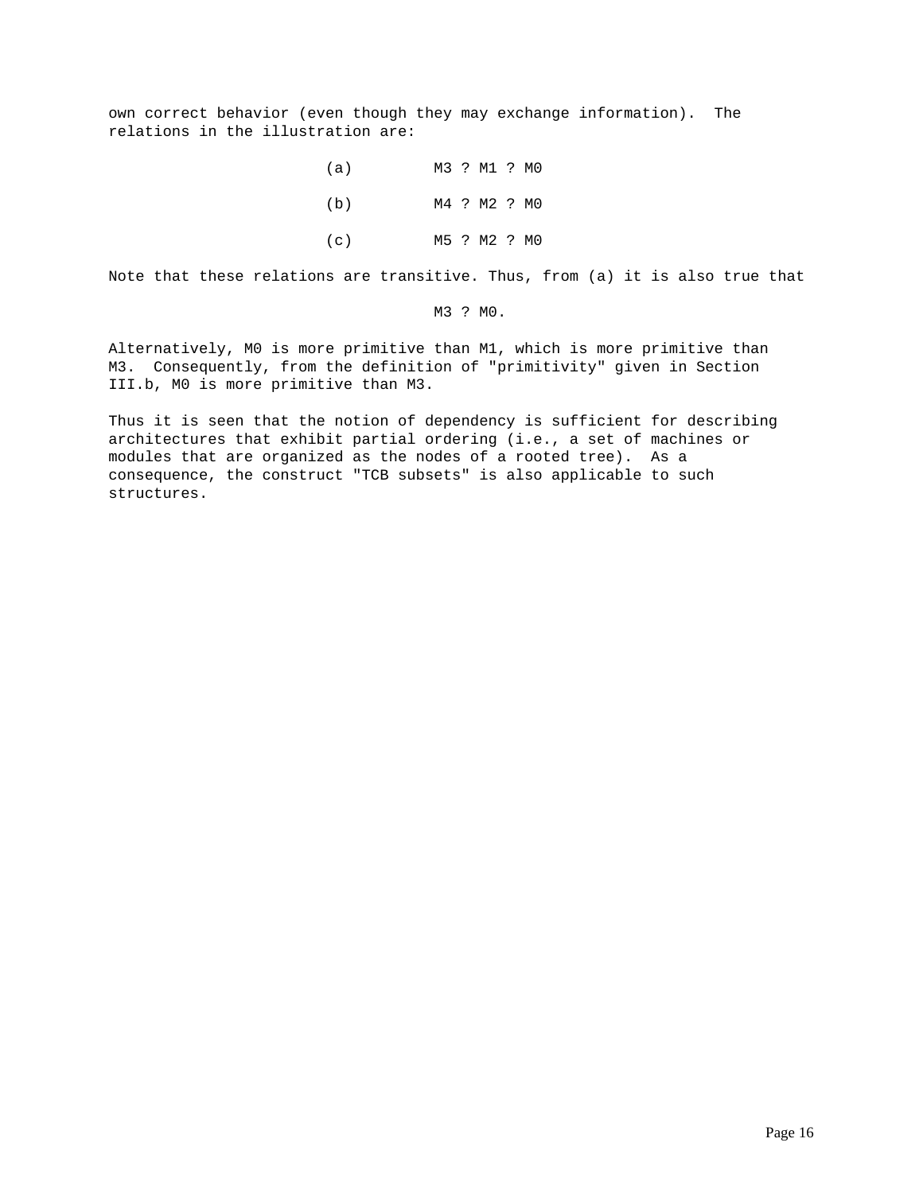own correct behavior (even though they may exchange information). The relations in the illustration are:

(a) M3 ? M1 ? M0

(b) M4 ? M2 ? M0

(c) M5 ? M2 ? M0

Note that these relations are transitive. Thus, from (a) it is also true that

M3 ? M0.

Alternatively, M0 is more primitive than M1, which is more primitive than M3. Consequently, from the definition of "primitivity" given in Section III.b, M0 is more primitive than M3.

Thus it is seen that the notion of dependency is sufficient for describing architectures that exhibit partial ordering (i.e., a set of machines or modules that are organized as the nodes of a rooted tree). As a consequence, the construct "TCB subsets" is also applicable to such structures.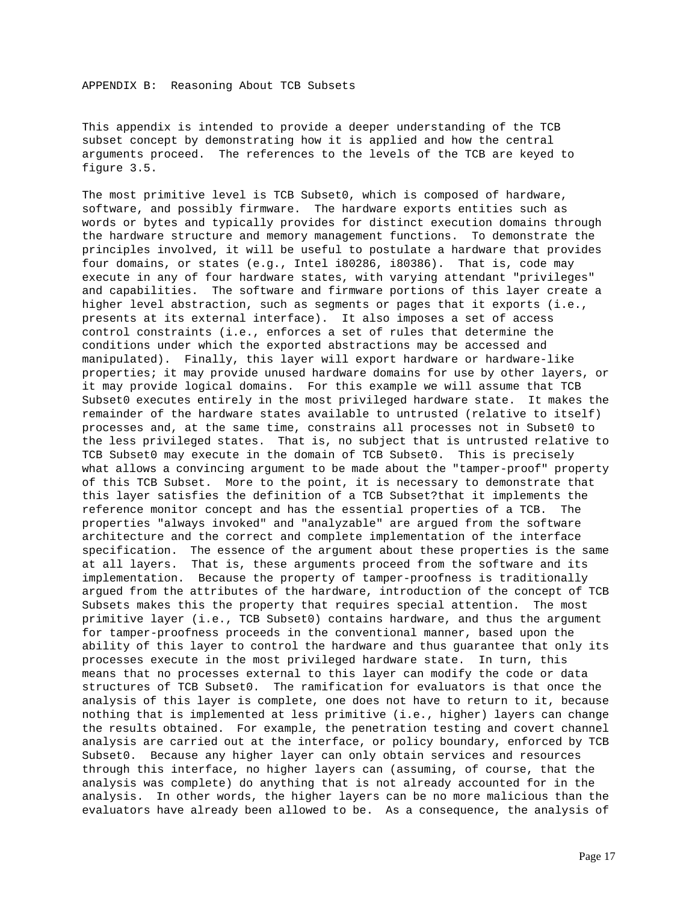## APPENDIX B: Reasoning About TCB Subsets

This appendix is intended to provide a deeper understanding of the TCB subset concept by demonstrating how it is applied and how the central arguments proceed. The references to the levels of the TCB are keyed to figure 3.5.

The most primitive level is TCB Subset0, which is composed of hardware, software, and possibly firmware. The hardware exports entities such as words or bytes and typically provides for distinct execution domains through the hardware structure and memory management functions. To demonstrate the principles involved, it will be useful to postulate a hardware that provides four domains, or states (e.g., Intel i80286, i80386). That is, code may execute in any of four hardware states, with varying attendant "privileges" and capabilities. The software and firmware portions of this layer create a higher level abstraction, such as segments or pages that it exports (i.e., presents at its external interface). It also imposes a set of access control constraints (i.e., enforces a set of rules that determine the conditions under which the exported abstractions may be accessed and manipulated). Finally, this layer will export hardware or hardware-like properties; it may provide unused hardware domains for use by other layers, or it may provide logical domains. For this example we will assume that TCB Subset0 executes entirely in the most privileged hardware state. It makes the remainder of the hardware states available to untrusted (relative to itself) processes and, at the same time, constrains all processes not in Subset0 to the less privileged states. That is, no subject that is untrusted relative to TCB Subset0 may execute in the domain of TCB Subset0. This is precisely what allows a convincing argument to be made about the "tamper-proof" property of this TCB Subset. More to the point, it is necessary to demonstrate that this layer satisfies the definition of a TCB Subset?that it implements the reference monitor concept and has the essential properties of a TCB. The properties "always invoked" and "analyzable" are argued from the software architecture and the correct and complete implementation of the interface specification. The essence of the argument about these properties is the same at all layers. That is, these arguments proceed from the software and its implementation. Because the property of tamper-proofness is traditionally argued from the attributes of the hardware, introduction of the concept of TCB Subsets makes this the property that requires special attention. The most primitive layer (i.e., TCB Subset0) contains hardware, and thus the argument for tamper-proofness proceeds in the conventional manner, based upon the ability of this layer to control the hardware and thus guarantee that only its processes execute in the most privileged hardware state. In turn, this means that no processes external to this layer can modify the code or data structures of TCB Subset0. The ramification for evaluators is that once the analysis of this layer is complete, one does not have to return to it, because nothing that is implemented at less primitive (i.e., higher) layers can change the results obtained. For example, the penetration testing and covert channel analysis are carried out at the interface, or policy boundary, enforced by TCB Subset0. Because any higher layer can only obtain services and resources through this interface, no higher layers can (assuming, of course, that the analysis was complete) do anything that is not already accounted for in the analysis. In other words, the higher layers can be no more malicious than the evaluators have already been allowed to be. As a consequence, the analysis of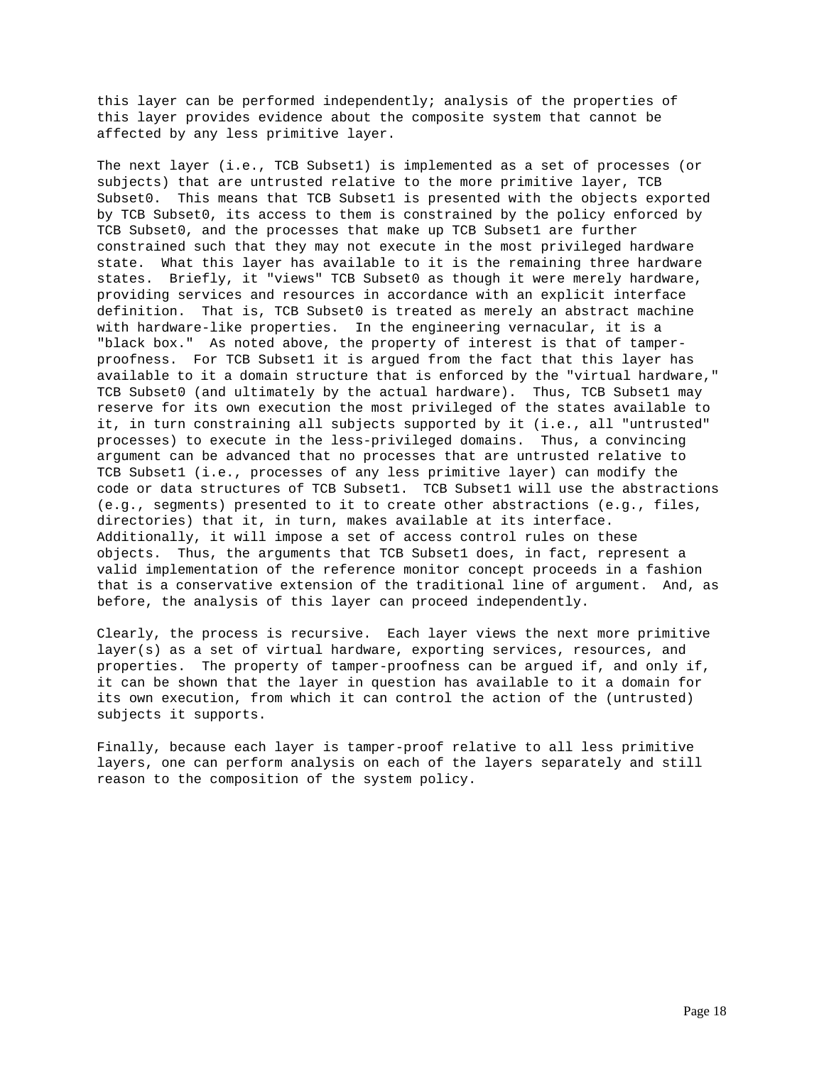this layer can be performed independently; analysis of the properties of this layer provides evidence about the composite system that cannot be affected by any less primitive layer.

The next layer (i.e., TCB Subset1) is implemented as a set of processes (or subjects) that are untrusted relative to the more primitive layer, TCB Subset0. This means that TCB Subset1 is presented with the objects exported by TCB Subset0, its access to them is constrained by the policy enforced by TCB Subset0, and the processes that make up TCB Subset1 are further constrained such that they may not execute in the most privileged hardware state. What this layer has available to it is the remaining three hardware states. Briefly, it "views" TCB Subset0 as though it were merely hardware, providing services and resources in accordance with an explicit interface definition. That is, TCB Subset0 is treated as merely an abstract machine with hardware-like properties. In the engineering vernacular, it is a "black box." As noted above, the property of interest is that of tamper-proofness. For TCB Subset1 it is argued from the fact that this layer has available to it a domain structure that is enforced by the "virtual hardware," TCB Subset0 (and ultimately by the actual hardware). Thus, TCB Subset1 may reserve for its own execution the most privileged of the states available to it, in turn constraining all subjects supported by it (i.e., all "untrusted" processes) to execute in the less-privileged domains. Thus, a convincing argument can be advanced that no processes that are untrusted relative to TCB Subset1 (i.e., processes of any less primitive layer) can modify the code or data structures of TCB Subset1. TCB Subset1 will use the abstractions (e.g., segments) presented to it to create other abstractions (e.g., files, directories) that it, in turn, makes available at its interface. Additionally, it will impose a set of access control rules on these objects. Thus, the arguments that TCB Subset1 does, in fact, represent a valid implementation of the reference monitor concept proceeds in a fashion that is a conservative extension of the traditional line of argument. And, as before, the analysis of this layer can proceed independently.

Clearly, the process is recursive. Each layer views the next more primitive layer(s) as a set of virtual hardware, exporting services, resources, and properties. The property of tamper-proofness can be argued if, and only if, it can be shown that the layer in question has available to it a domain for its own execution, from which it can control the action of the (untrusted) subjects it supports.

Finally, because each layer is tamper-proof relative to all less primitive layers, one can perform analysis on each of the layers separately and still reason to the composition of the system policy.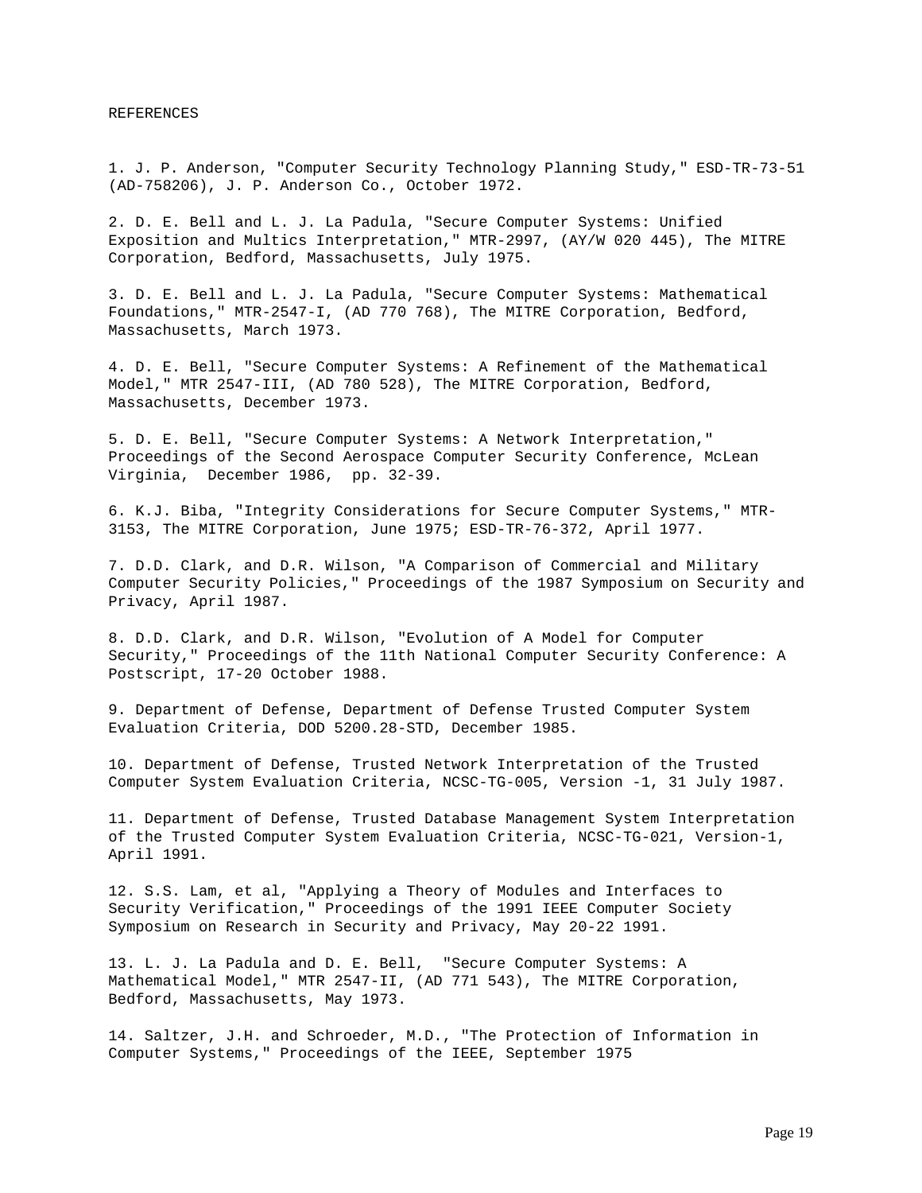# REFERENCES

1. J. P. Anderson, "Computer Security Technology Planning Study," ESD-TR-73-51 (AD-758206), J. P. Anderson Co., October 1972.

2. D. E. Bell and L. J. La Padula, "Secure Computer Systems: Unified Exposition and Multics Interpretation," MTR-2997, (AY/W 020 445), The MITRE Corporation, Bedford, Massachusetts, July 1975.

3. D. E. Bell and L. J. La Padula, "Secure Computer Systems: Mathematical Foundations," MTR-2547-I, (AD 770 768), The MITRE Corporation, Bedford, Massachusetts, March 1973.

4. D. E. Bell, "Secure Computer Systems: A Refinement of the Mathematical Model," MTR 2547-III, (AD 780 528), The MITRE Corporation, Bedford, Massachusetts, December 1973.

5. D. E. Bell, "Secure Computer Systems: A Network Interpretation," Proceedings of the Second Aerospace Computer Security Conference, McLean Virginia, December 1986, pp. 32-39.

6. K.J. Biba, "Integrity Considerations for Secure Computer Systems," MTR-3153, The MITRE Corporation, June 1975; ESD-TR-76-372, April 1977.

7. D.D. Clark, and D.R. Wilson, "A Comparison of Commercial and Military Computer Security Policies," Proceedings of the 1987 Symposium on Security and Privacy, April 1987.

8. D.D. Clark, and D.R. Wilson, "Evolution of A Model for Computer Security," Proceedings of the 11th National Computer Security Conference: A Postscript, 17-20 October 1988.

9. Department of Defense, Department of Defense Trusted Computer System Evaluation Criteria, DOD 5200.28-STD, December 1985.

10. Department of Defense, Trusted Network Interpretation of the Trusted Computer System Evaluation Criteria, NCSC-TG-005, Version -1, 31 July 1987.

11. Department of Defense, Trusted Database Management System Interpretation of the Trusted Computer System Evaluation Criteria, NCSC-TG-021, Version-1, April 1991.

12. S.S. Lam, et al, "Applying a Theory of Modules and Interfaces to Security Verification," Proceedings of the 1991 IEEE Computer Society Symposium on Research in Security and Privacy, May 20-22 1991.

13. L. J. La Padula and D. E. Bell, "Secure Computer Systems: A Mathematical Model," MTR 2547-II, (AD 771 543), The MITRE Corporation, Bedford, Massachusetts, May 1973.

14. Saltzer, J.H. and Schroeder, M.D., "The Protection of Information in Computer Systems," Proceedings of the IEEE, September 1975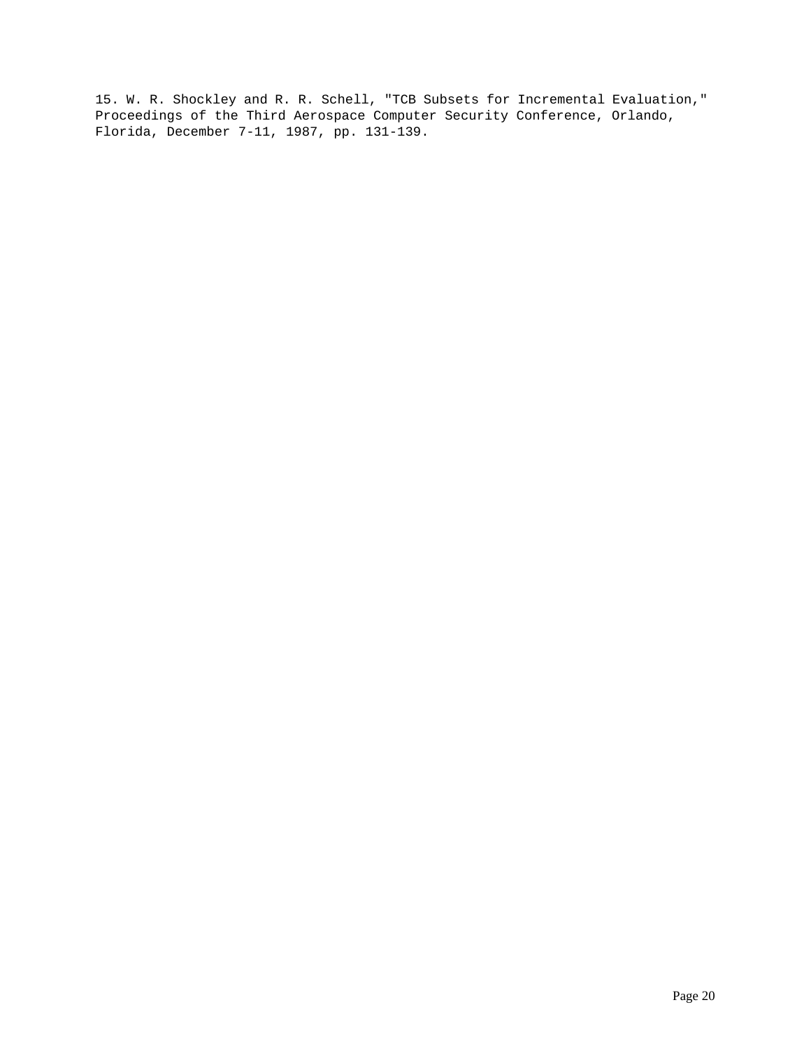15. W. R. Shockley and R. R. Schell, "TCB Subsets for Incremental Evaluation," Proceedings of the Third Aerospace Computer Security Conference, Orlando, Florida, December 7-11, 1987, pp. 131-139.